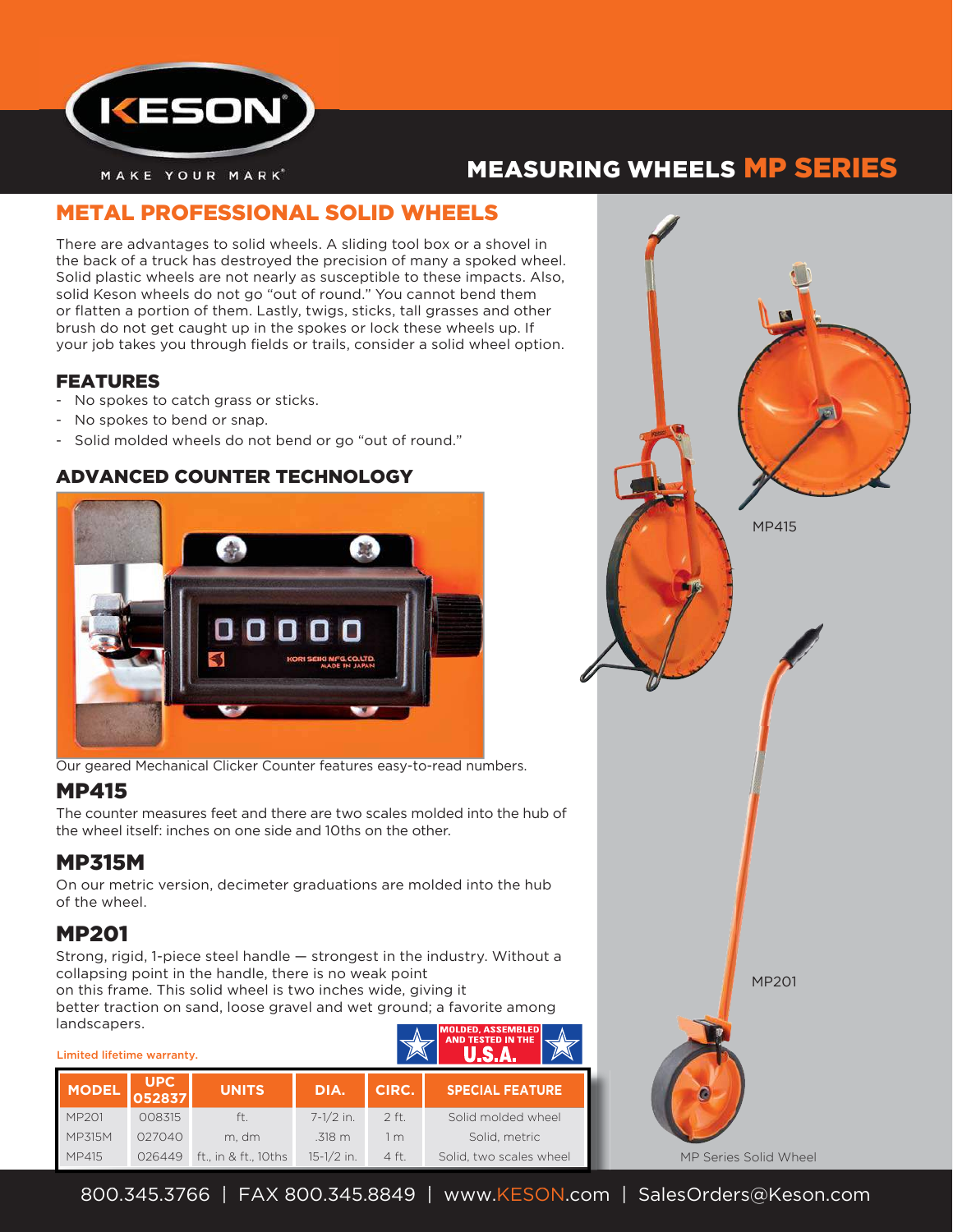# KESON

MAKE YOUR MARK®

## MEASURING WHEELS MP SERIES

## METAL PROFESSIONAL SOLID WHEELS

There are advantages to solid wheels. A sliding tool box or a shovel in the back of a truck has destroyed the precision of many a spoked wheel. Solid plastic wheels are not nearly as susceptible to these impacts. Also, solid Keson wheels do not go "out of round." You cannot bend them or flatten a portion of them. Lastly, twigs, sticks, tall grasses and other brush do not get caught up in the spokes or lock these wheels up. If your job takes you through fields or trails, consider a solid wheel option.

### FEATURES

- No spokes to catch grass or sticks.
- No spokes to bend or snap.
- Solid molded wheels do not bend or go "out of round."

### ADVANCED COUNTER TECHNOLOGY

Our geared Mechanical Clicker Counter features easy-to-read numbers.

### MP415

The counter measures feet and there are two scales molded into the hub of the wheel itself: inches on one side and 10ths on the other.

### MP315M

On our metric version, decimeter graduations are molded into the hub of the wheel.

### MP201

Strong, rigid, 1-piece steel handle — strongest in the industry. Without a collapsing point in the handle, there is no weak point on this frame. This solid wheel is two inches wide, giving it better traction on sand, loose gravel and wet ground; a favorite among landscapers.

MOLDED, ASSEMBLED AND TESTED IN THE U.S.A.

Limited lifetime warranty.

| MODEL | UPC 052837 | UNITS | DIA. | CIRC. | SPECIAL FEATURE |
|---|---|---|---|---|---|
| MP201 | 008315 | ft. | 7-1/2 in. | 2 ft. | Solid molded wheel |
| MP315M | 027040 | m, dm | .318 m | 1 m | Solid, metric |
| MP415 | 026449 | ft., in & ft., 10ths | 15-1/2 in. | 4 ft. | Solid, two scales wheel |

MP415

MP201

MP Series Solid Wheel

800.345.3766 | FAX 800.345.8849 | www.KESON.com | SalesOrders@Keson.com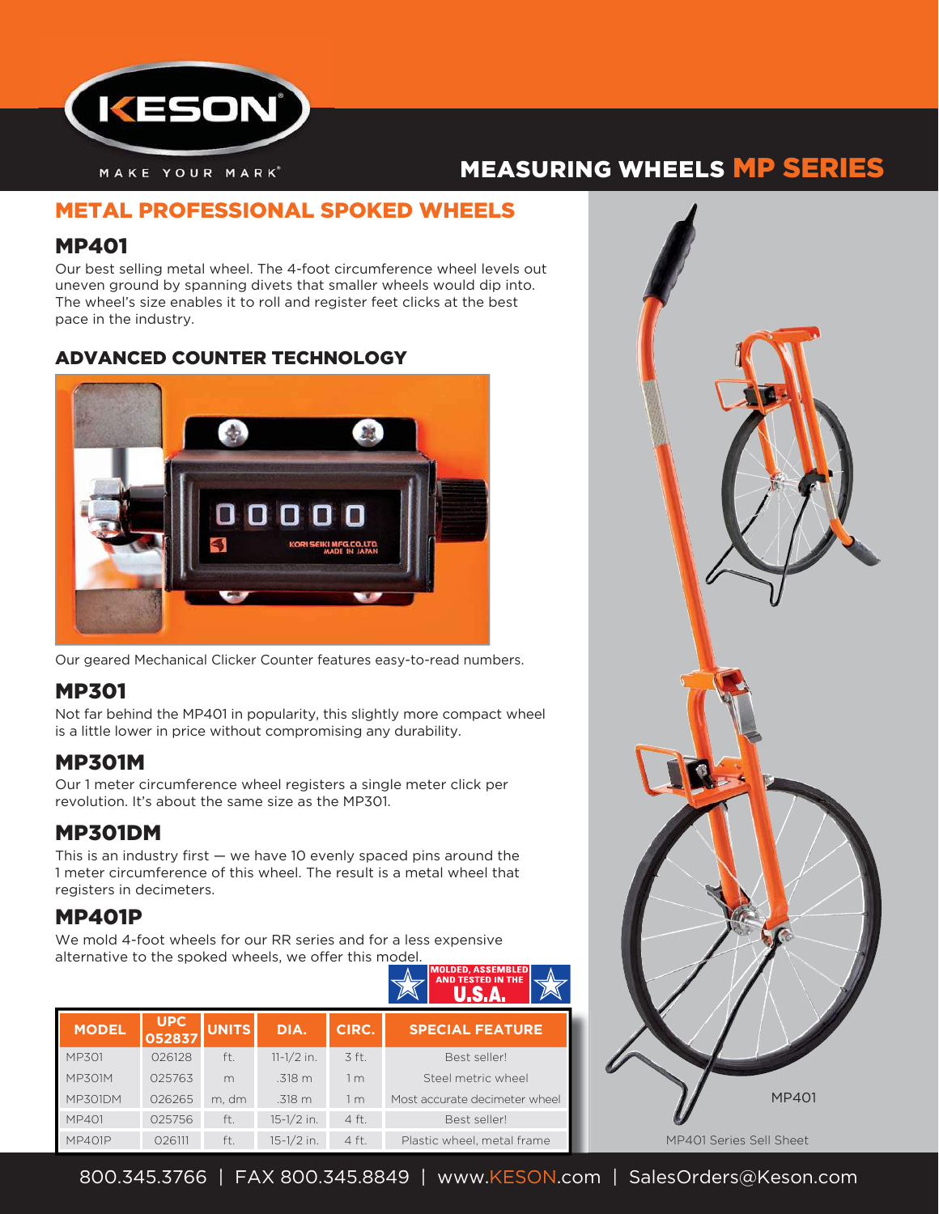# MEASURING WHEELS MP SERIES

## METAL PROFESSIONAL SPOKED WHEELS

### MP401

Our best selling metal wheel. The 4-foot circumference wheel levels out uneven ground by spanning divets that smaller wheels would dip into. The wheel's size enables it to roll and register feet clicks at the best pace in the industry.

#### ADVANCED COUNTER TECHNOLOGY

Our geared Mechanical Clicker Counter features easy-to-read numbers.

### MP301

Not far behind the MP401 in popularity, this slightly more compact wheel is a little lower in price without compromising any durability.

### MP301M

Our 1 meter circumference wheel registers a single meter click per revolution. It's about the same size as the MP301.

### MP301DM

This is an industry first — we have 10 evenly spaced pins around the 1 meter circumference of this wheel. The result is a metal wheel that registers in decimeters.

### MP401P

We mold 4-foot wheels for our RR series and for a less expensive alternative to the spoked wheels, we offer this model.

MOLDED, ASSEMBLED AND TESTED IN THE U.S.A.

| MODEL | UPC 052837 | UNITS | DIA. | CIRC. | SPECIAL FEATURE |
|---|---|---|---|---|---|
| MP301 | 026128 | ft. | 11-1/2 in. | 3 ft. | Best seller! |
| MP301M | 025763 | m | .318 m | 1 m | Steel metric wheel |
| MP301DM | 026265 | m, dm | .318 m | 1 m | Most accurate decimeter wheel |
| MP401 | 025756 | ft. | 15-1/2 in. | 4 ft. | Best seller! |
| MP401P | 026111 | ft. | 15-1/2 in. | 4 ft. | Plastic wheel, metal frame |

MP401

MP401 Series Sell Sheet

800.345.3766 | FAX 800.345.8849 | www.KESON.com | SalesOrders@Keson.com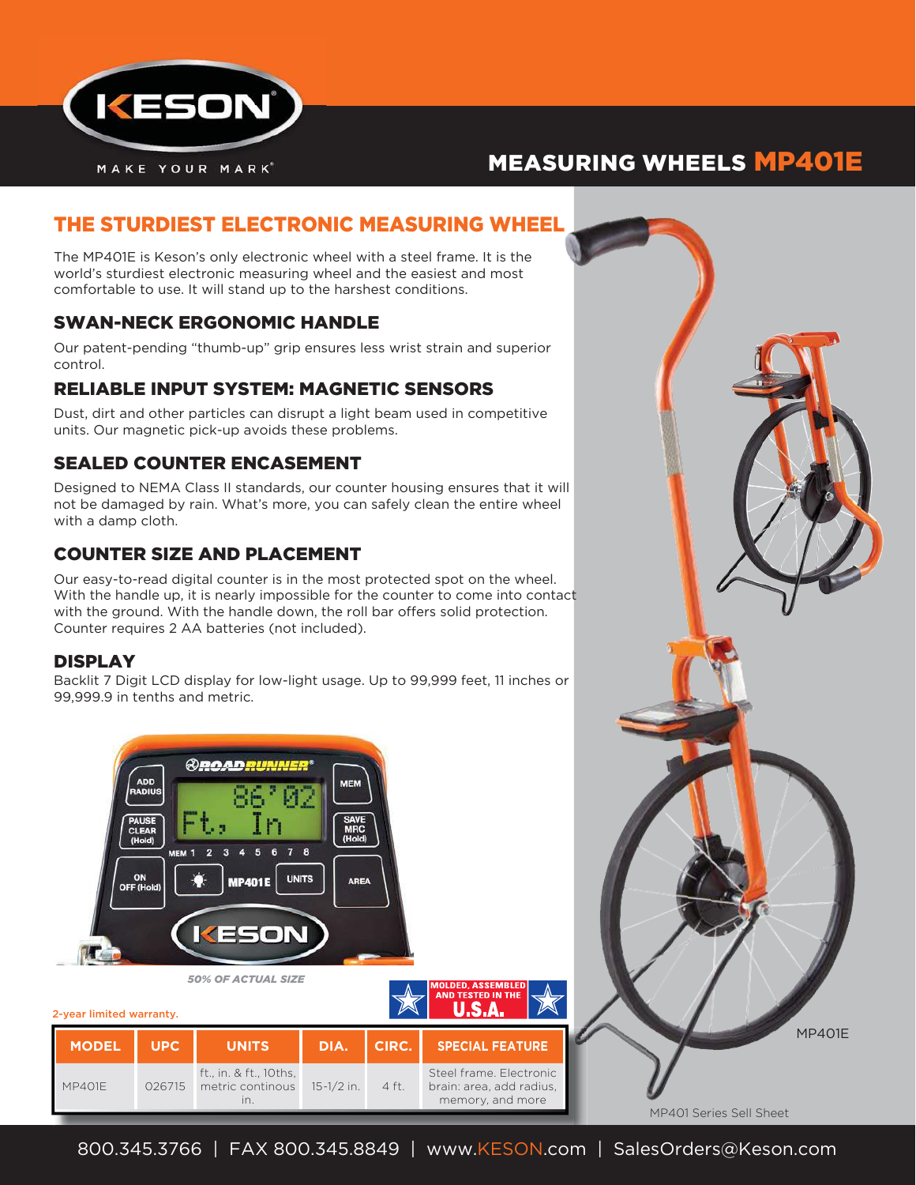KESON

MAKE YOUR MARK®

# MEASURING WHEELS MP401E

## THE STURDIEST ELECTRONIC MEASURING WHEEL

The MP401E is Keson's only electronic wheel with a steel frame. It is the world's sturdiest electronic measuring wheel and the easiest and most comfortable to use. It will stand up to the harshest conditions.

### SWAN-NECK ERGONOMIC HANDLE

Our patent-pending "thumb-up" grip ensures less wrist strain and superior control.

### RELIABLE INPUT SYSTEM: MAGNETIC SENSORS

Dust, dirt and other particles can disrupt a light beam used in competitive units. Our magnetic pick-up avoids these problems.

### SEALED COUNTER ENCASEMENT

Designed to NEMA Class II standards, our counter housing ensures that it will not be damaged by rain. What's more, you can safely clean the entire wheel with a damp cloth.

### COUNTER SIZE AND PLACEMENT

Our easy-to-read digital counter is in the most protected spot on the wheel. With the handle up, it is nearly impossible for the counter to come into contact with the ground. With the handle down, the roll bar offers solid protection. Counter requires 2 AA batteries (not included).

### DISPLAY

Backlit 7 Digit LCD display for low-light usage. Up to 99,999 feet, 11 inches or 99,999.9 in tenths and metric.

*50% OF ACTUAL SIZE*

MOLDED, ASSEMBLED AND TESTED IN THE U.S.A.

2-year limited warranty.

| MODEL | UPC | UNITS | DIA. | CIRC. | SPECIAL FEATURE |
|---|---|---|---|---|---|
| MP401E | 026715 | ft., in. & ft., 10ths, metric continous in. | 15-1/2 in. | 4 ft. | Steel frame. Electronic brain: area, add radius, memory, and more |

MP401E

MP401 Series Sell Sheet

800.345.3766 | FAX 800.345.8849 | www.KESON.com | SalesOrders@Keson.com